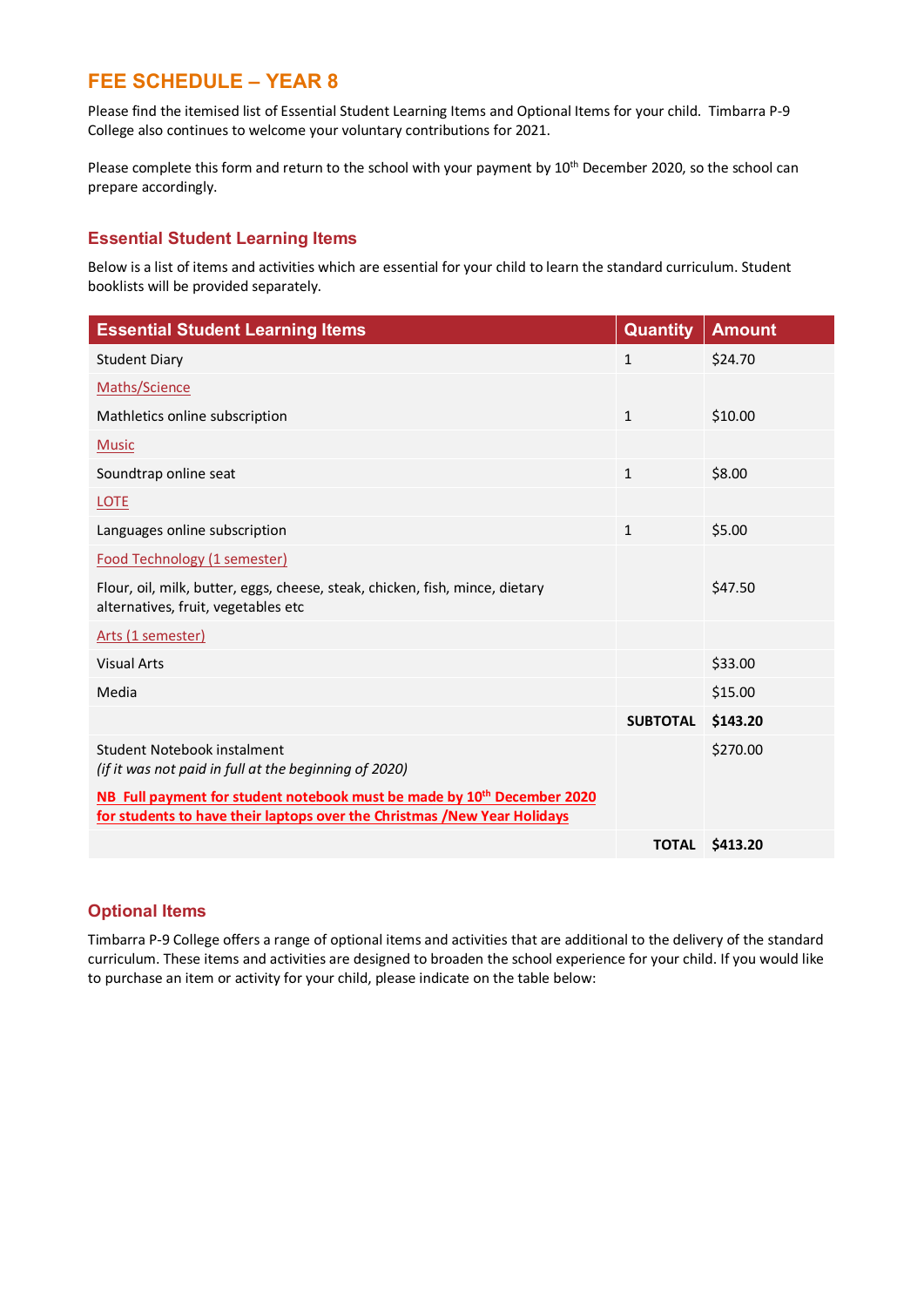## FEE SCHEDULE – YEAR 8

Please find the itemised list of Essential Student Learning Items and Optional Items for your child. Timbarra P-9 College also continues to welcome your voluntary contributions for 2021.

Please complete this form and return to the school with your payment by 10th December 2020, so the school can prepare accordingly.

### Essential Student Learning Items

Below is a list of items and activities which are essential for your child to learn the standard curriculum. Student booklists will be provided separately.

| Essential Student Learning Items | Quantity | Amount |
|---|---|---|
| Student Diary | 1 | $24.70 |
| Maths/Science | | |
| Mathletics online subscription | 1 | $10.00 |
| Music | | |
| Soundtrap online seat | 1 | $8.00 |
| LOTE | | |
| Languages online subscription | 1 | $5.00 |
| Food Technology (1 semester) | | |
| Flour, oil, milk, butter, eggs, cheese, steak, chicken, fish, mince, dietary alternatives, fruit, vegetables etc | | $47.50 |
| Arts (1 semester) | | |
| Visual Arts | | $33.00 |
| Media | | $15.00 |
| | **SUBTOTAL** | **$143.20** |
| Student Notebook instalment *(if it was not paid in full at the beginning of 2020)* **NB Full payment for student notebook must be made by 10th December 2020 for students to have their laptops over the Christmas /New Year Holidays** | | $270.00 |
| | **TOTAL** | **$413.20** |

### Optional Items

Timbarra P-9 College offers a range of optional items and activities that are additional to the delivery of the standard curriculum. These items and activities are designed to broaden the school experience for your child. If you would like to purchase an item or activity for your child, please indicate on the table below: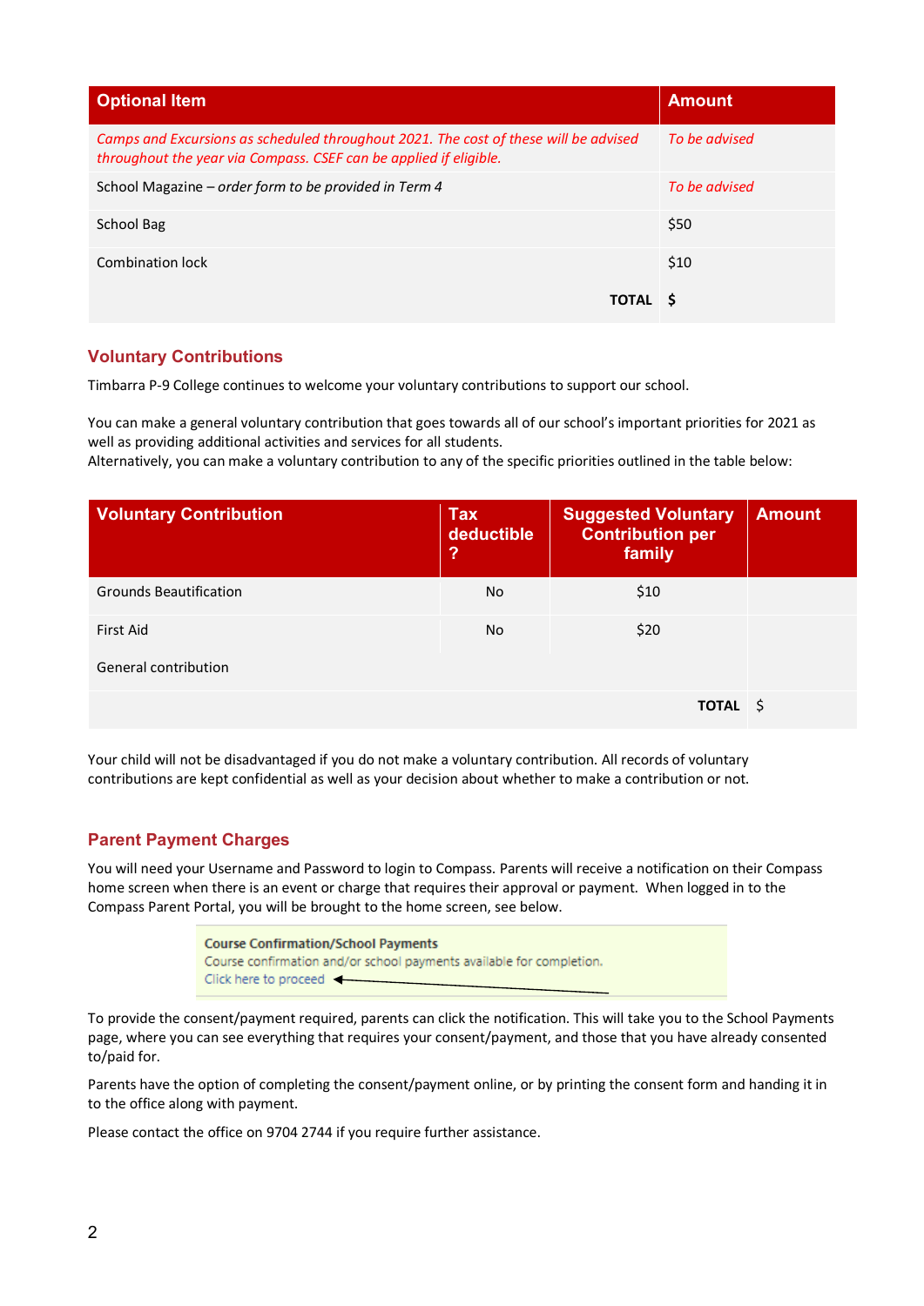| Optional Item | Amount |
| --- | --- |
| *Camps and Excursions as scheduled throughout 2021. The cost of these will be advised throughout the year via Compass. CSEF can be applied if eligible.* | *To be advised* |
| School Magazine – *order form to be provided in Term 4* | *To be advised* |
| School Bag | $50 |
| Combination lock | $10 |
| **TOTAL** | **$** |

## Voluntary Contributions

Timbarra P-9 College continues to welcome your voluntary contributions to support our school.

You can make a general voluntary contribution that goes towards all of our school's important priorities for 2021 as well as providing additional activities and services for all students.
Alternatively, you can make a voluntary contribution to any of the specific priorities outlined in the table below:

| Voluntary Contribution | Tax deductible ? | Suggested Voluntary Contribution per family | Amount |
| --- | --- | --- | --- |
| Grounds Beautification | No | $10 | |
| First Aid | No | $20 | |
| General contribution | | | |
| | | **TOTAL** | $ |

Your child will not be disadvantaged if you do not make a voluntary contribution. All records of voluntary contributions are kept confidential as well as your decision about whether to make a contribution or not.

## Parent Payment Charges

You will need your Username and Password to login to Compass. Parents will receive a notification on their Compass home screen when there is an event or charge that requires their approval or payment. When logged in to the Compass Parent Portal, you will be brought to the home screen, see below.

**Course Confirmation/School Payments**
Course confirmation and/or school payments available for completion.
Click here to proceed

To provide the consent/payment required, parents can click the notification. This will take you to the School Payments page, where you can see everything that requires your consent/payment, and those that you have already consented to/paid for.

Parents have the option of completing the consent/payment online, or by printing the consent form and handing it in to the office along with payment.

Please contact the office on 9704 2744 if you require further assistance.